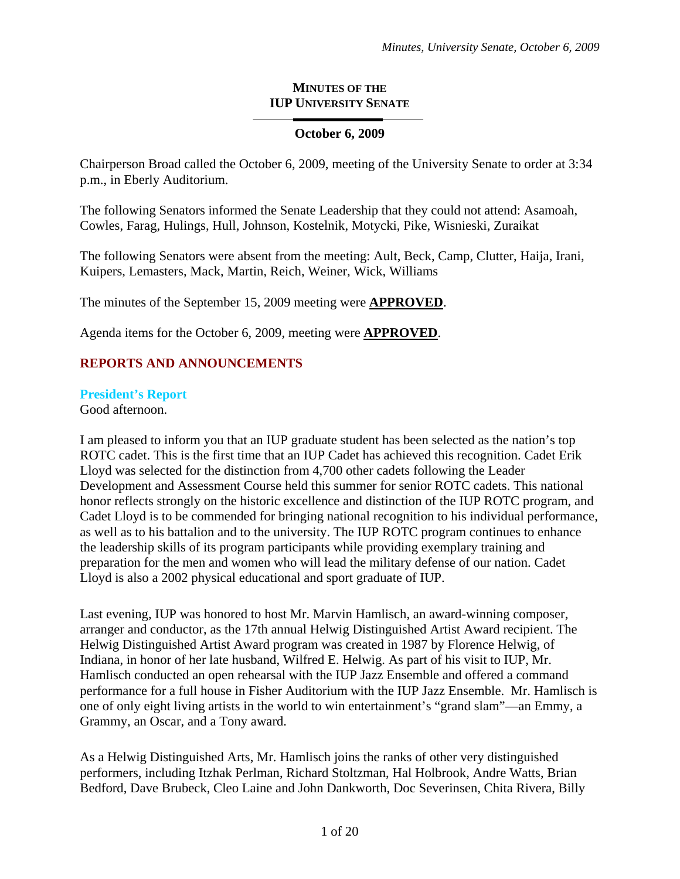# MINUTES OF THE IUP UNIVERSITY SENATE

**October 6, 2009**

Chairperson Broad called the October 6, 2009, meeting of the University Senate to order at 3:34 p.m., in Eberly Auditorium.

The following Senators informed the Senate Leadership that they could not attend: Asamoah, Cowles, Farag, Hulings, Hull, Johnson, Kostelnik, Motycki, Pike, Wisnieski, Zuraikat

The following Senators were absent from the meeting: Ault, Beck, Camp, Clutter, Haija, Irani, Kuipers, Lemasters, Mack, Martin, Reich, Weiner, Wick, Williams

The minutes of the September 15, 2009 meeting were **APPROVED**.

Agenda items for the October 6, 2009, meeting were **APPROVED**.

## REPORTS AND ANNOUNCEMENTS

### President's Report

Good afternoon.

I am pleased to inform you that an IUP graduate student has been selected as the nation's top ROTC cadet. This is the first time that an IUP Cadet has achieved this recognition. Cadet Erik Lloyd was selected for the distinction from 4,700 other cadets following the Leader Development and Assessment Course held this summer for senior ROTC cadets. This national honor reflects strongly on the historic excellence and distinction of the IUP ROTC program, and Cadet Lloyd is to be commended for bringing national recognition to his individual performance, as well as to his battalion and to the university. The IUP ROTC program continues to enhance the leadership skills of its program participants while providing exemplary training and preparation for the men and women who will lead the military defense of our nation. Cadet Lloyd is also a 2002 physical educational and sport graduate of IUP.

Last evening, IUP was honored to host Mr. Marvin Hamlisch, an award-winning composer, arranger and conductor, as the 17th annual Helwig Distinguished Artist Award recipient. The Helwig Distinguished Artist Award program was created in 1987 by Florence Helwig, of Indiana, in honor of her late husband, Wilfred E. Helwig. As part of his visit to IUP, Mr. Hamlisch conducted an open rehearsal with the IUP Jazz Ensemble and offered a command performance for a full house in Fisher Auditorium with the IUP Jazz Ensemble. Mr. Hamlisch is one of only eight living artists in the world to win entertainment's "grand slam"—an Emmy, a Grammy, an Oscar, and a Tony award.

As a Helwig Distinguished Arts, Mr. Hamlisch joins the ranks of other very distinguished performers, including Itzhak Perlman, Richard Stoltzman, Hal Holbrook, Andre Watts, Brian Bedford, Dave Brubeck, Cleo Laine and John Dankworth, Doc Severinsen, Chita Rivera, Billy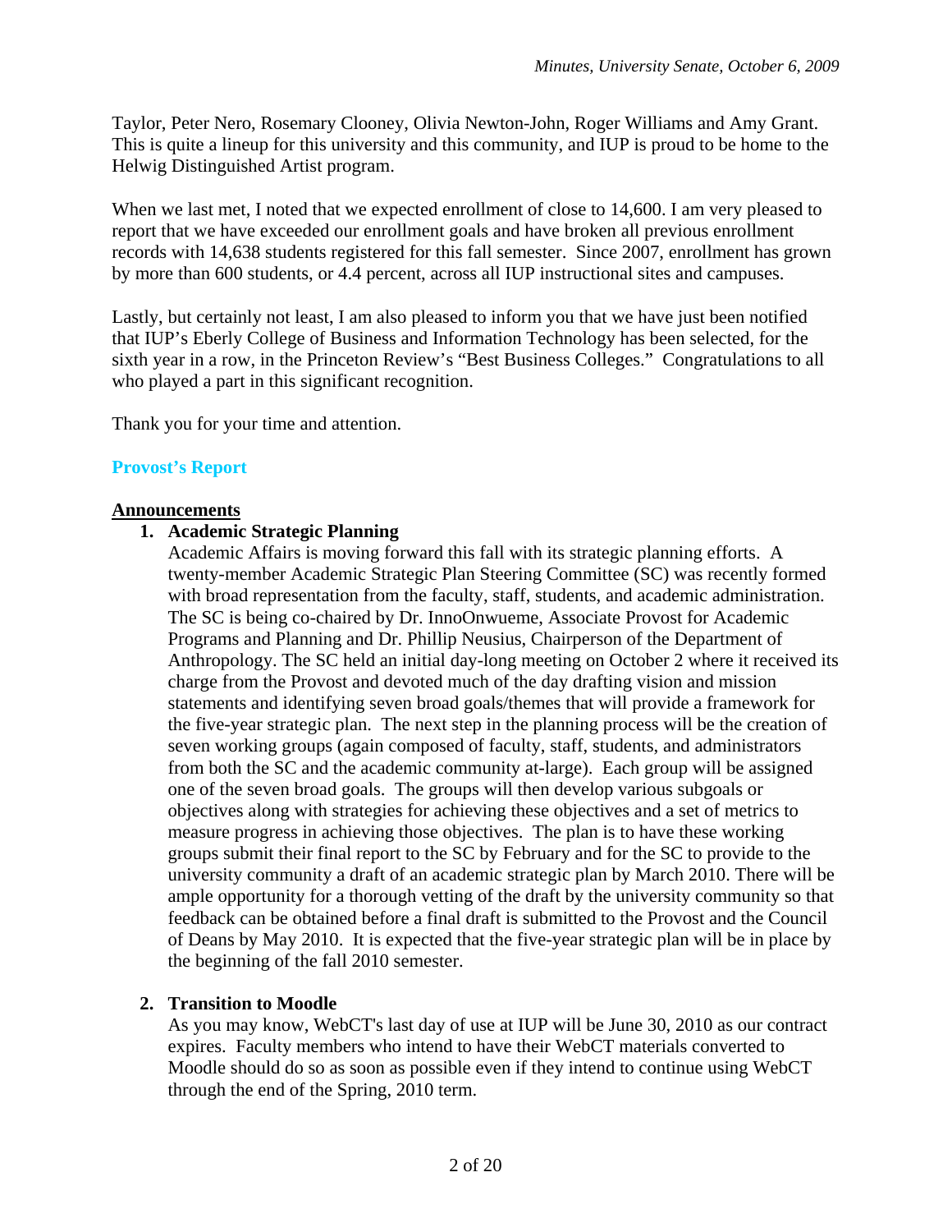Taylor, Peter Nero, Rosemary Clooney, Olivia Newton-John, Roger Williams and Amy Grant. This is quite a lineup for this university and this community, and IUP is proud to be home to the Helwig Distinguished Artist program.

When we last met, I noted that we expected enrollment of close to 14,600. I am very pleased to report that we have exceeded our enrollment goals and have broken all previous enrollment records with 14,638 students registered for this fall semester. Since 2007, enrollment has grown by more than 600 students, or 4.4 percent, across all IUP instructional sites and campuses.

Lastly, but certainly not least, I am also pleased to inform you that we have just been notified that IUP's Eberly College of Business and Information Technology has been selected, for the sixth year in a row, in the Princeton Review's "Best Business Colleges." Congratulations to all who played a part in this significant recognition.

Thank you for your time and attention.

## Provost's Report

**Announcements**

1. **Academic Strategic Planning**
   Academic Affairs is moving forward this fall with its strategic planning efforts. A twenty-member Academic Strategic Plan Steering Committee (SC) was recently formed with broad representation from the faculty, staff, students, and academic administration. The SC is being co-chaired by Dr. InnoOnwueme, Associate Provost for Academic Programs and Planning and Dr. Phillip Neusius, Chairperson of the Department of Anthropology. The SC held an initial day-long meeting on October 2 where it received its charge from the Provost and devoted much of the day drafting vision and mission statements and identifying seven broad goals/themes that will provide a framework for the five-year strategic plan. The next step in the planning process will be the creation of seven working groups (again composed of faculty, staff, students, and administrators from both the SC and the academic community at-large). Each group will be assigned one of the seven broad goals. The groups will then develop various subgoals or objectives along with strategies for achieving these objectives and a set of metrics to measure progress in achieving those objectives. The plan is to have these working groups submit their final report to the SC by February and for the SC to provide to the university community a draft of an academic strategic plan by March 2010. There will be ample opportunity for a thorough vetting of the draft by the university community so that feedback can be obtained before a final draft is submitted to the Provost and the Council of Deans by May 2010. It is expected that the five-year strategic plan will be in place by the beginning of the fall 2010 semester.

2. **Transition to Moodle**
   As you may know, WebCT's last day of use at IUP will be June 30, 2010 as our contract expires. Faculty members who intend to have their WebCT materials converted to Moodle should do so as soon as possible even if they intend to continue using WebCT through the end of the Spring, 2010 term.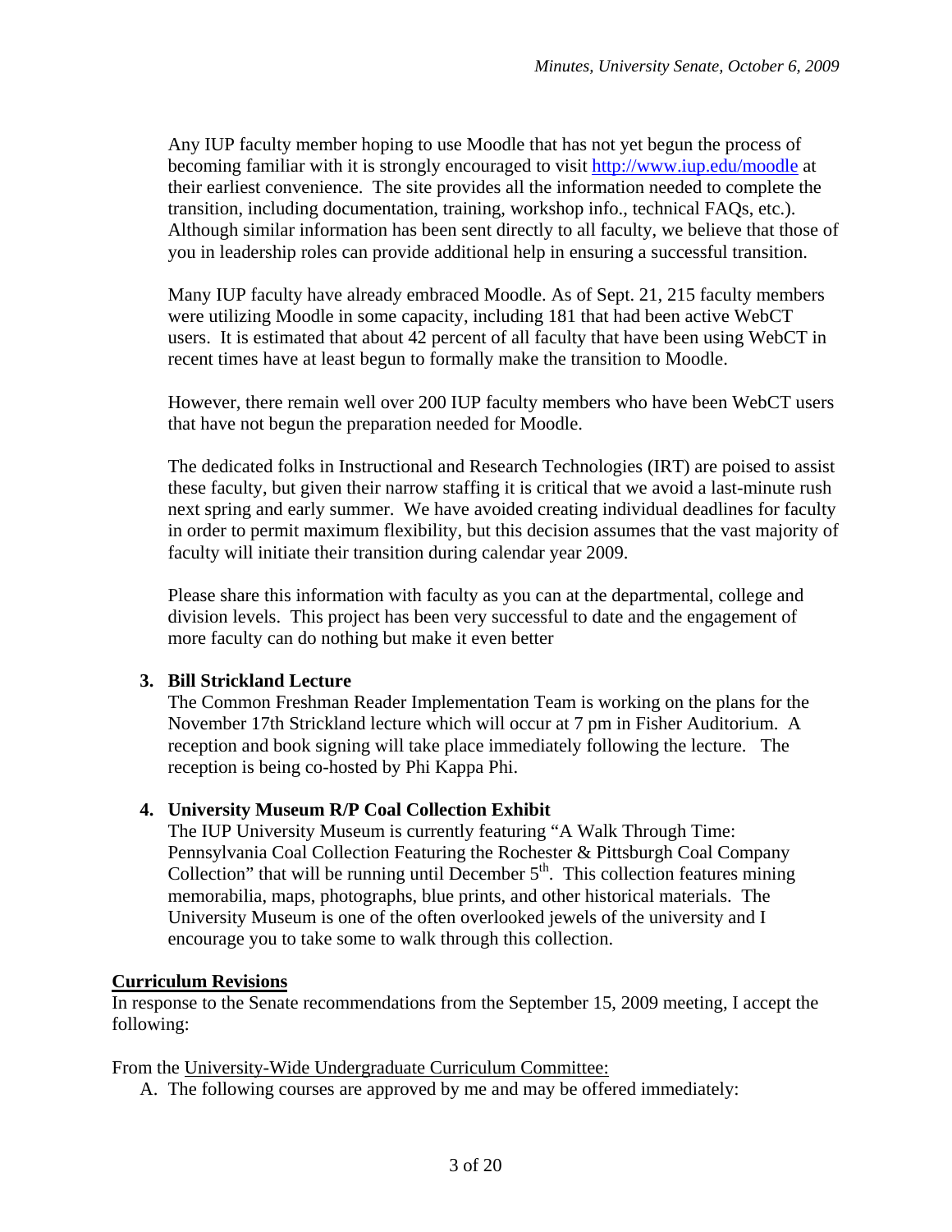Any IUP faculty member hoping to use Moodle that has not yet begun the process of becoming familiar with it is strongly encouraged to visit [http://www.iup.edu/moodle](http://www.iup.edu/moodle) at their earliest convenience. The site provides all the information needed to complete the transition, including documentation, training, workshop info., technical FAQs, etc.). Although similar information has been sent directly to all faculty, we believe that those of you in leadership roles can provide additional help in ensuring a successful transition.

Many IUP faculty have already embraced Moodle. As of Sept. 21, 215 faculty members were utilizing Moodle in some capacity, including 181 that had been active WebCT users. It is estimated that about 42 percent of all faculty that have been using WebCT in recent times have at least begun to formally make the transition to Moodle.

However, there remain well over 200 IUP faculty members who have been WebCT users that have not begun the preparation needed for Moodle.

The dedicated folks in Instructional and Research Technologies (IRT) are poised to assist these faculty, but given their narrow staffing it is critical that we avoid a last-minute rush next spring and early summer. We have avoided creating individual deadlines for faculty in order to permit maximum flexibility, but this decision assumes that the vast majority of faculty will initiate their transition during calendar year 2009.

Please share this information with faculty as you can at the departmental, college and division levels. This project has been very successful to date and the engagement of more faculty can do nothing but make it even better

3. **Bill Strickland Lecture**
   The Common Freshman Reader Implementation Team is working on the plans for the November 17th Strickland lecture which will occur at 7 pm in Fisher Auditorium. A reception and book signing will take place immediately following the lecture. The reception is being co-hosted by Phi Kappa Phi.

4. **University Museum R/P Coal Collection Exhibit**
   The IUP University Museum is currently featuring "A Walk Through Time: Pennsylvania Coal Collection Featuring the Rochester & Pittsburgh Coal Company Collection" that will be running until December 5th. This collection features mining memorabilia, maps, photographs, blue prints, and other historical materials. The University Museum is one of the often overlooked jewels of the university and I encourage you to take some to walk through this collection.

**Curriculum Revisions**

In response to the Senate recommendations from the September 15, 2009 meeting, I accept the following:

From the University-Wide Undergraduate Curriculum Committee:

A. The following courses are approved by me and may be offered immediately: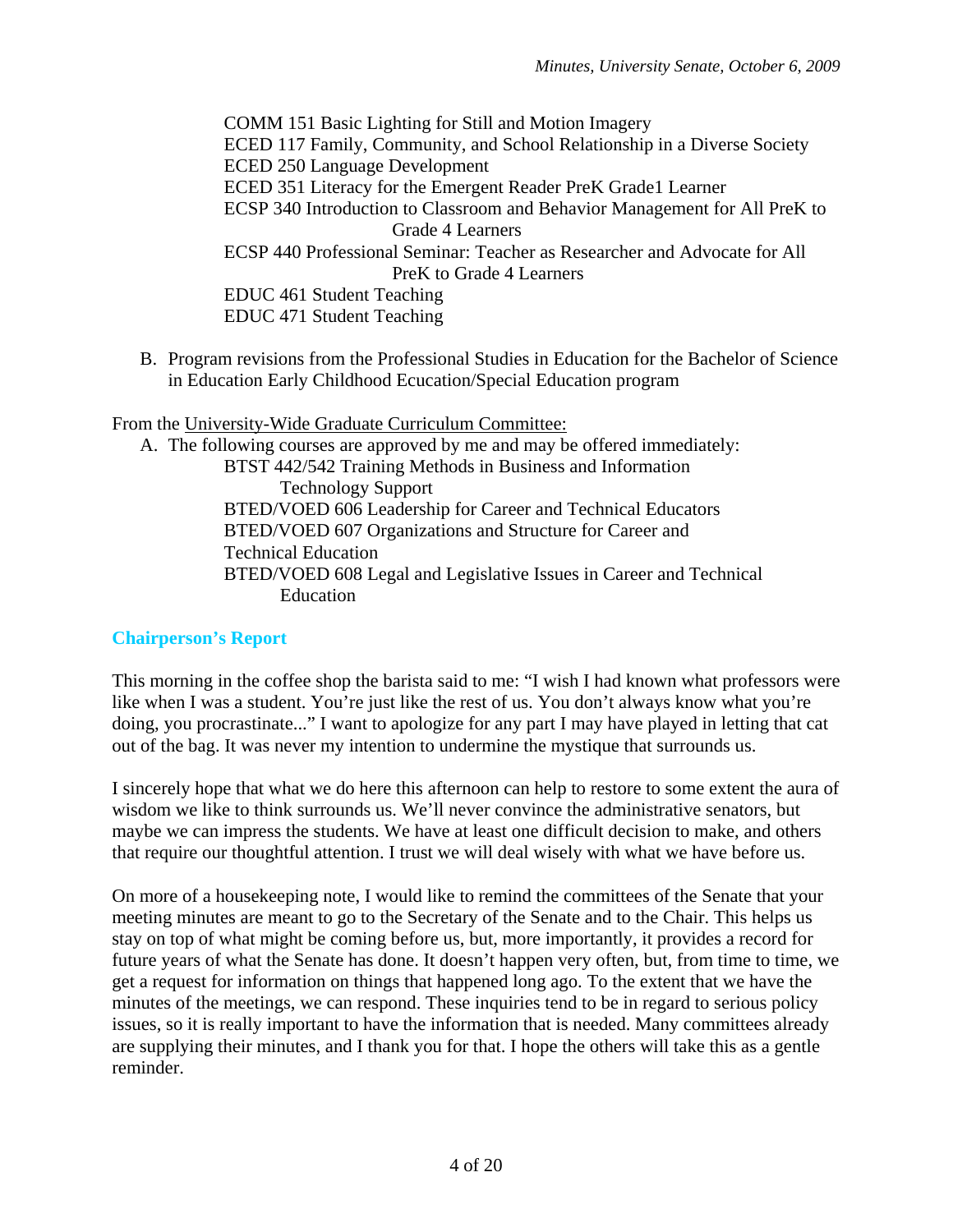COMM 151 Basic Lighting for Still and Motion Imagery
ECED 117 Family, Community, and School Relationship in a Diverse Society
ECED 250 Language Development
ECED 351 Literacy for the Emergent Reader PreK Grade1 Learner
ECSP 340 Introduction to Classroom and Behavior Management for All PreK to Grade 4 Learners
ECSP 440 Professional Seminar: Teacher as Researcher and Advocate for All PreK to Grade 4 Learners
EDUC 461 Student Teaching
EDUC 471 Student Teaching

B. Program revisions from the Professional Studies in Education for the Bachelor of Science in Education Early Childhood Ecucation/Special Education program

From the University-Wide Graduate Curriculum Committee:

A. The following courses are approved by me and may be offered immediately:

BTST 442/542 Training Methods in Business and Information Technology Support
BTED/VOED 606 Leadership for Career and Technical Educators
BTED/VOED 607 Organizations and Structure for Career and Technical Education
BTED/VOED 608 Legal and Legislative Issues in Career and Technical Education

## Chairperson's Report

This morning in the coffee shop the barista said to me: "I wish I had known what professors were like when I was a student. You're just like the rest of us. You don't always know what you're doing, you procrastinate..." I want to apologize for any part I may have played in letting that cat out of the bag. It was never my intention to undermine the mystique that surrounds us.

I sincerely hope that what we do here this afternoon can help to restore to some extent the aura of wisdom we like to think surrounds us. We'll never convince the administrative senators, but maybe we can impress the students. We have at least one difficult decision to make, and others that require our thoughtful attention. I trust we will deal wisely with what we have before us.

On more of a housekeeping note, I would like to remind the committees of the Senate that your meeting minutes are meant to go to the Secretary of the Senate and to the Chair. This helps us stay on top of what might be coming before us, but, more importantly, it provides a record for future years of what the Senate has done. It doesn't happen very often, but, from time to time, we get a request for information on things that happened long ago. To the extent that we have the minutes of the meetings, we can respond. These inquiries tend to be in regard to serious policy issues, so it is really important to have the information that is needed. Many committees already are supplying their minutes, and I thank you for that. I hope the others will take this as a gentle reminder.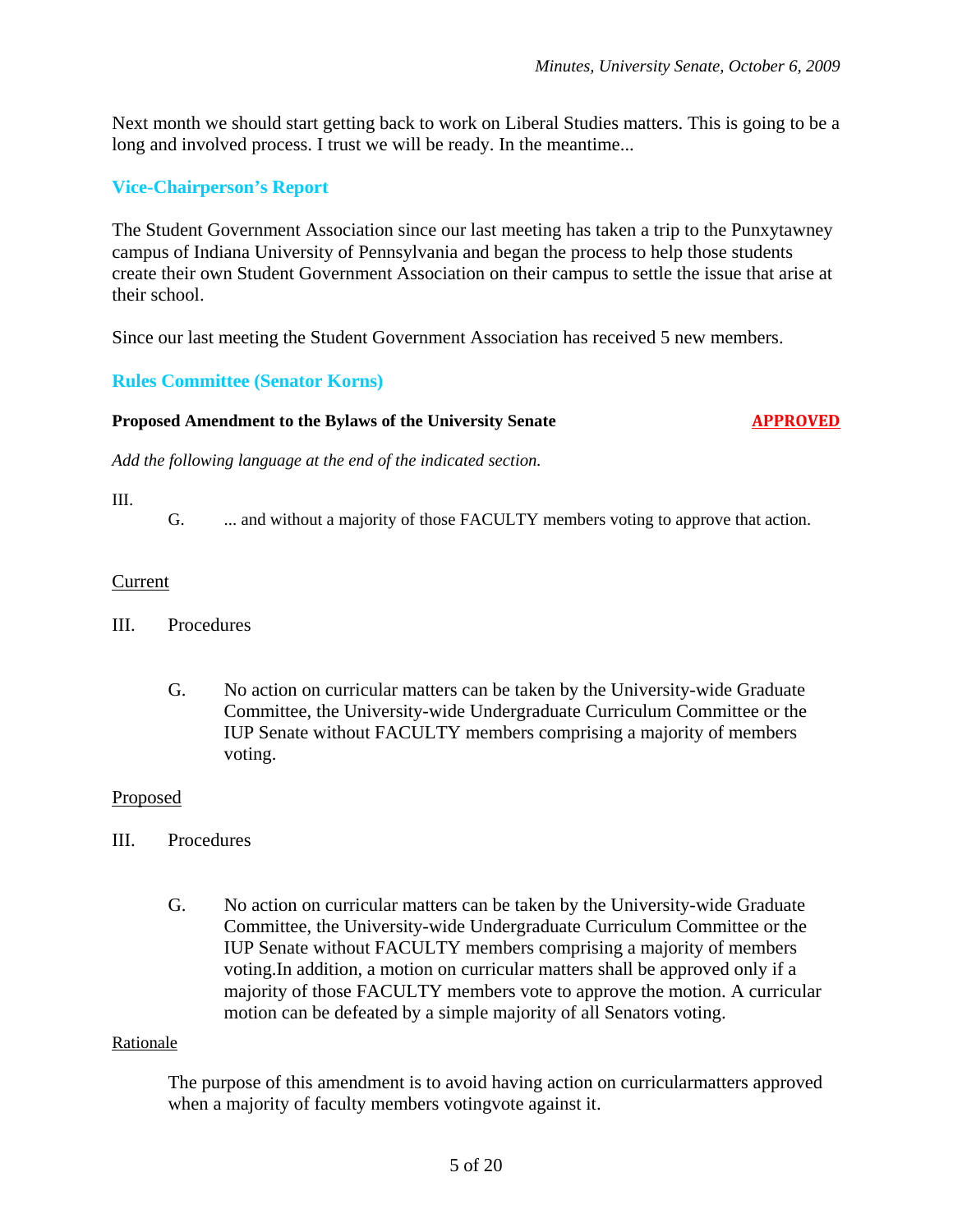Next month we should start getting back to work on Liberal Studies matters. This is going to be a long and involved process. I trust we will be ready. In the meantime...

## Vice-Chairperson's Report

The Student Government Association since our last meeting has taken a trip to the Punxytawney campus of Indiana University of Pennsylvania and began the process to help those students create their own Student Government Association on their campus to settle the issue that arise at their school.

Since our last meeting the Student Government Association has received 5 new members.

## Rules Committee (Senator Korns)

**Proposed Amendment to the Bylaws of the University Senate** **APPROVED**

*Add the following language at the end of the indicated section.*

III.

G. ... and without a majority of those FACULTY members voting to approve that action.

Current

III. Procedures

G. No action on curricular matters can be taken by the University-wide Graduate Committee, the University-wide Undergraduate Curriculum Committee or the IUP Senate without FACULTY members comprising a majority of members voting.

Proposed

III. Procedures

G. No action on curricular matters can be taken by the University-wide Graduate Committee, the University-wide Undergraduate Curriculum Committee or the IUP Senate without FACULTY members comprising a majority of members voting.In addition, a motion on curricular matters shall be approved only if a majority of those FACULTY members vote to approve the motion. A curricular motion can be defeated by a simple majority of all Senators voting.

Rationale

The purpose of this amendment is to avoid having action on curricularmatters approved when a majority of faculty members votingvote against it.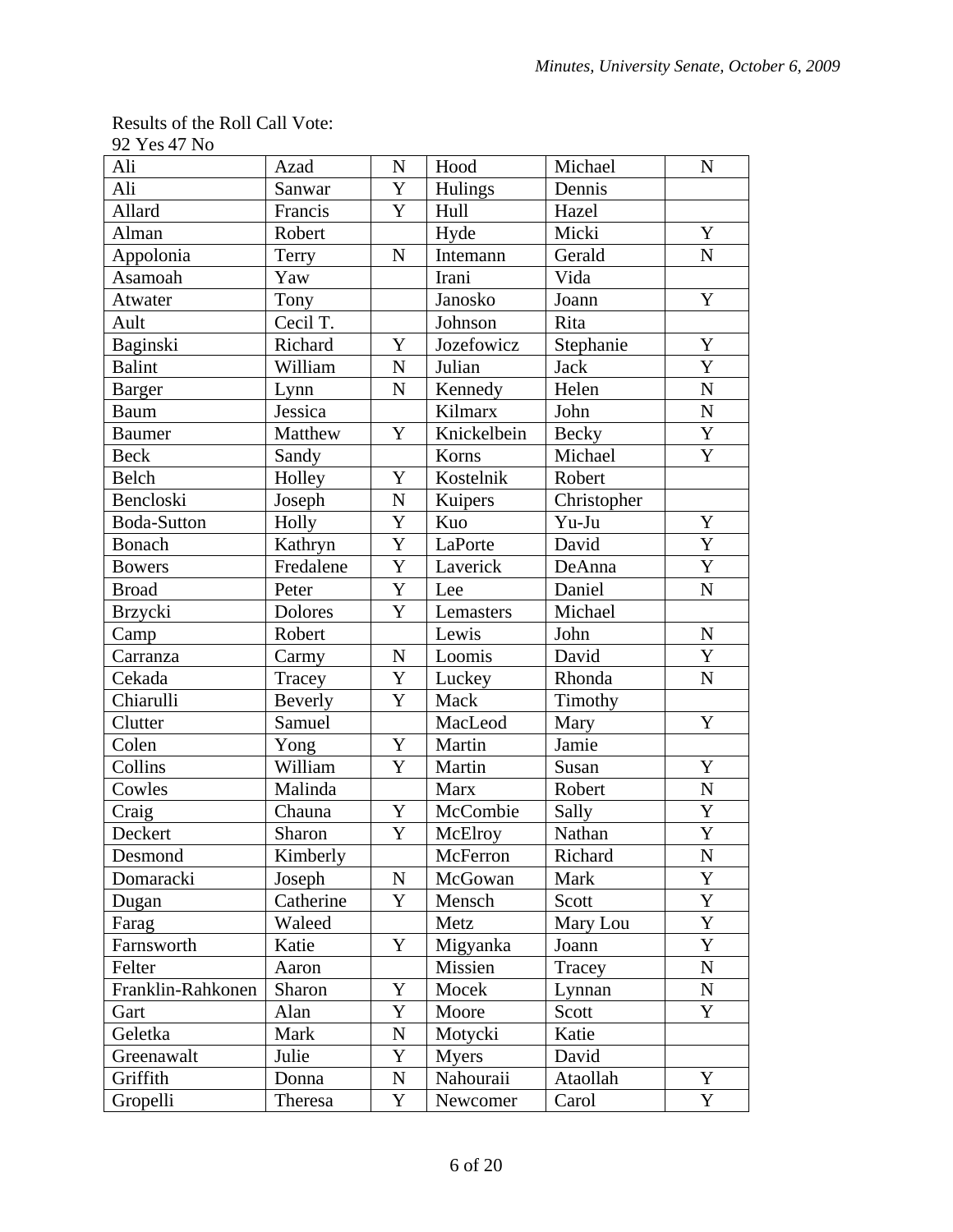Results of the Roll Call Vote:
92 Yes 47 No

| | | | | | |
|---|---|---|---|---|---|
| Ali | Azad | N | Hood | Michael | N |
| Ali | Sanwar | Y | Hulings | Dennis | |
| Allard | Francis | Y | Hull | Hazel | |
| Alman | Robert | | Hyde | Micki | Y |
| Appolonia | Terry | N | Intemann | Gerald | N |
| Asamoah | Yaw | | Irani | Vida | |
| Atwater | Tony | | Janosko | Joann | Y |
| Ault | Cecil T. | | Johnson | Rita | |
| Baginski | Richard | Y | Jozefowicz | Stephanie | Y |
| Balint | William | N | Julian | Jack | Y |
| Barger | Lynn | N | Kennedy | Helen | N |
| Baum | Jessica | | Kilmarx | John | N |
| Baumer | Matthew | Y | Knickelbein | Becky | Y |
| Beck | Sandy | | Korns | Michael | Y |
| Belch | Holley | Y | Kostelnik | Robert | |
| Bencloski | Joseph | N | Kuipers | Christopher | |
| Boda-Sutton | Holly | Y | Kuo | Yu-Ju | Y |
| Bonach | Kathryn | Y | LaPorte | David | Y |
| Bowers | Fredalene | Y | Laverick | DeAnna | Y |
| Broad | Peter | Y | Lee | Daniel | N |
| Brzycki | Dolores | Y | Lemasters | Michael | |
| Camp | Robert | | Lewis | John | N |
| Carranza | Carmy | N | Loomis | David | Y |
| Cekada | Tracey | Y | Luckey | Rhonda | N |
| Chiarulli | Beverly | Y | Mack | Timothy | |
| Clutter | Samuel | | MacLeod | Mary | Y |
| Colen | Yong | Y | Martin | Jamie | |
| Collins | William | Y | Martin | Susan | Y |
| Cowles | Malinda | | Marx | Robert | N |
| Craig | Chauna | Y | McCombie | Sally | Y |
| Deckert | Sharon | Y | McElroy | Nathan | Y |
| Desmond | Kimberly | | McFerron | Richard | N |
| Domaracki | Joseph | N | McGowan | Mark | Y |
| Dugan | Catherine | Y | Mensch | Scott | Y |
| Farag | Waleed | | Metz | Mary Lou | Y |
| Farnsworth | Katie | Y | Migyanka | Joann | Y |
| Felter | Aaron | | Missien | Tracey | N |
| Franklin-Rahkonen | Sharon | Y | Mocek | Lynnan | N |
| Gart | Alan | Y | Moore | Scott | Y |
| Geletka | Mark | N | Motycki | Katie | |
| Greenawalt | Julie | Y | Myers | David | |
| Griffith | Donna | N | Nahouraii | Ataollah | Y |
| Gropelli | Theresa | Y | Newcomer | Carol | Y |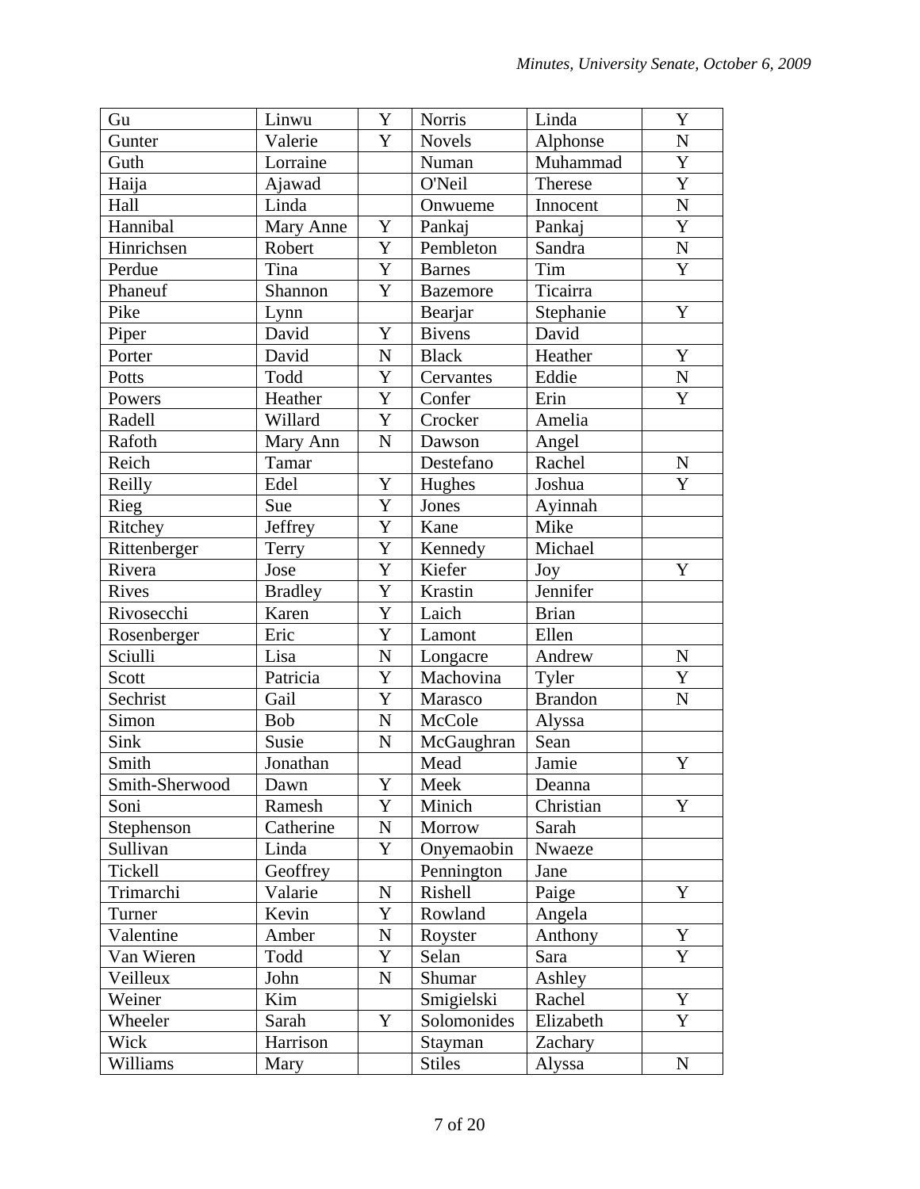| Gu | Linwu | Y | Norris | Linda | Y |
|---|---|---|---|---|---|
| Gunter | Valerie | Y | Novels | Alphonse | N |
| Guth | Lorraine | | Numan | Muhammad | Y |
| Haija | Ajawad | | O'Neil | Therese | Y |
| Hall | Linda | | Onwueme | Innocent | N |
| Hannibal | Mary Anne | Y | Pankaj | Pankaj | Y |
| Hinrichsen | Robert | Y | Pembleton | Sandra | N |
| Perdue | Tina | Y | Barnes | Tim | Y |
| Phaneuf | Shannon | Y | Bazemore | Ticairra | |
| Pike | Lynn | | Bearjar | Stephanie | Y |
| Piper | David | Y | Bivens | David | |
| Porter | David | N | Black | Heather | Y |
| Potts | Todd | Y | Cervantes | Eddie | N |
| Powers | Heather | Y | Confer | Erin | Y |
| Radell | Willard | Y | Crocker | Amelia | |
| Rafoth | Mary Ann | N | Dawson | Angel | |
| Reich | Tamar | | Destefano | Rachel | N |
| Reilly | Edel | Y | Hughes | Joshua | Y |
| Rieg | Sue | Y | Jones | Ayinnah | |
| Ritchey | Jeffrey | Y | Kane | Mike | |
| Rittenberger | Terry | Y | Kennedy | Michael | |
| Rivera | Jose | Y | Kiefer | Joy | Y |
| Rives | Bradley | Y | Krastin | Jennifer | |
| Rivosecchi | Karen | Y | Laich | Brian | |
| Rosenberger | Eric | Y | Lamont | Ellen | |
| Sciulli | Lisa | N | Longacre | Andrew | N |
| Scott | Patricia | Y | Machovina | Tyler | Y |
| Sechrist | Gail | Y | Marasco | Brandon | N |
| Simon | Bob | N | McCole | Alyssa | |
| Sink | Susie | N | McGaughran | Sean | |
| Smith | Jonathan | | Mead | Jamie | Y |
| Smith-Sherwood | Dawn | Y | Meek | Deanna | |
| Soni | Ramesh | Y | Minich | Christian | Y |
| Stephenson | Catherine | N | Morrow | Sarah | |
| Sullivan | Linda | Y | Onyemaobin | Nwaeze | |
| Tickell | Geoffrey | | Pennington | Jane | |
| Trimarchi | Valarie | N | Rishell | Paige | Y |
| Turner | Kevin | Y | Rowland | Angela | |
| Valentine | Amber | N | Royster | Anthony | Y |
| Van Wieren | Todd | Y | Selan | Sara | Y |
| Veilleux | John | N | Shumar | Ashley | |
| Weiner | Kim | | Smigielski | Rachel | Y |
| Wheeler | Sarah | Y | Solomonides | Elizabeth | Y |
| Wick | Harrison | | Stayman | Zachary | |
| Williams | Mary | | Stiles | Alyssa | N |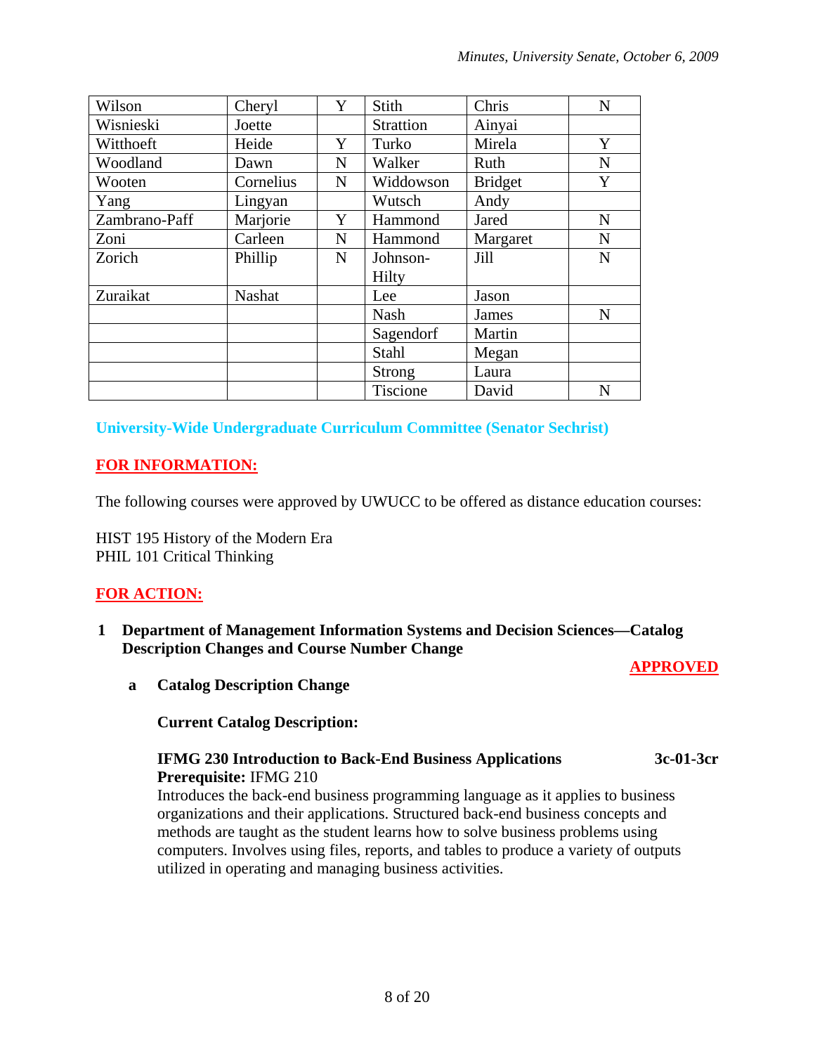| Wilson | Cheryl | Y | Stith | Chris | N |
|---|---|---|---|---|---|
| Wisnieski | Joette | | Strattion | Ainyai | |
| Witthoeft | Heide | Y | Turko | Mirela | Y |
| Woodland | Dawn | N | Walker | Ruth | N |
| Wooten | Cornelius | N | Widdowson | Bridget | Y |
| Yang | Lingyan | | Wutsch | Andy | |
| Zambrano-Paff | Marjorie | Y | Hammond | Jared | N |
| Zoni | Carleen | N | Hammond | Margaret | N |
| Zorich | Phillip | N | Johnson-Hilty | Jill | N |
| Zuraikat | Nashat | | Lee | Jason | |
| | | | Nash | James | N |
| | | | Sagendorf | Martin | |
| | | | Stahl | Megan | |
| | | | Strong | Laura | |
| | | | Tiscione | David | N |

**University-Wide Undergraduate Curriculum Committee (Senator Sechrist)**

**FOR INFORMATION:**

The following courses were approved by UWUCC to be offered as distance education courses:

HIST 195 History of the Modern Era
PHIL 101 Critical Thinking

**FOR ACTION:**

**1 Department of Management Information Systems and Decision Sciences—Catalog Description Changes and Course Number Change**

**APPROVED**

**a Catalog Description Change**

**Current Catalog Description:**

**IFMG 230 Introduction to Back-End Business Applications** **3c-01-3cr**
**Prerequisite:** IFMG 210
Introduces the back-end business programming language as it applies to business organizations and their applications. Structured back-end business concepts and methods are taught as the student learns how to solve business problems using computers. Involves using files, reports, and tables to produce a variety of outputs utilized in operating and managing business activities.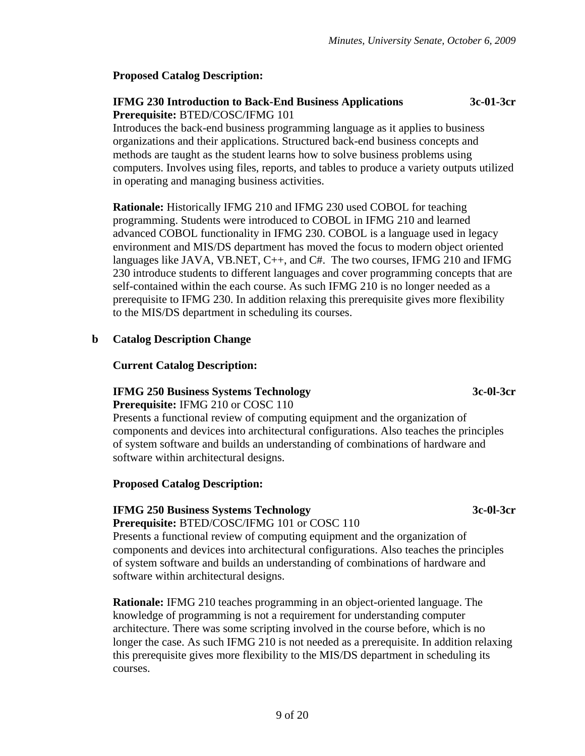**Proposed Catalog Description:**

**IFMG 230 Introduction to Back-End Business Applications 3c-01-3cr**
**Prerequisite:** BTED/COSC/IFMG 101
Introduces the back-end business programming language as it applies to business organizations and their applications. Structured back-end business concepts and methods are taught as the student learns how to solve business problems using computers. Involves using files, reports, and tables to produce a variety outputs utilized in operating and managing business activities.

**Rationale:** Historically IFMG 210 and IFMG 230 used COBOL for teaching programming. Students were introduced to COBOL in IFMG 210 and learned advanced COBOL functionality in IFMG 230. COBOL is a language used in legacy environment and MIS/DS department has moved the focus to modern object oriented languages like JAVA, VB.NET, C++, and C#. The two courses, IFMG 210 and IFMG 230 introduce students to different languages and cover programming concepts that are self-contained within the each course. As such IFMG 210 is no longer needed as a prerequisite to IFMG 230. In addition relaxing this prerequisite gives more flexibility to the MIS/DS department in scheduling its courses.

**b Catalog Description Change**

**Current Catalog Description:**

**IFMG 250 Business Systems Technology 3c-0l-3cr**
**Prerequisite:** IFMG 210 or COSC 110
Presents a functional review of computing equipment and the organization of components and devices into architectural configurations. Also teaches the principles of system software and builds an understanding of combinations of hardware and software within architectural designs.

**Proposed Catalog Description:**

**IFMG 250 Business Systems Technology 3c-0l-3cr**
**Prerequisite:** BTED/COSC/IFMG 101 or COSC 110
Presents a functional review of computing equipment and the organization of components and devices into architectural configurations. Also teaches the principles of system software and builds an understanding of combinations of hardware and software within architectural designs.

**Rationale:** IFMG 210 teaches programming in an object-oriented language. The knowledge of programming is not a requirement for understanding computer architecture. There was some scripting involved in the course before, which is no longer the case. As such IFMG 210 is not needed as a prerequisite. In addition relaxing this prerequisite gives more flexibility to the MIS/DS department in scheduling its courses.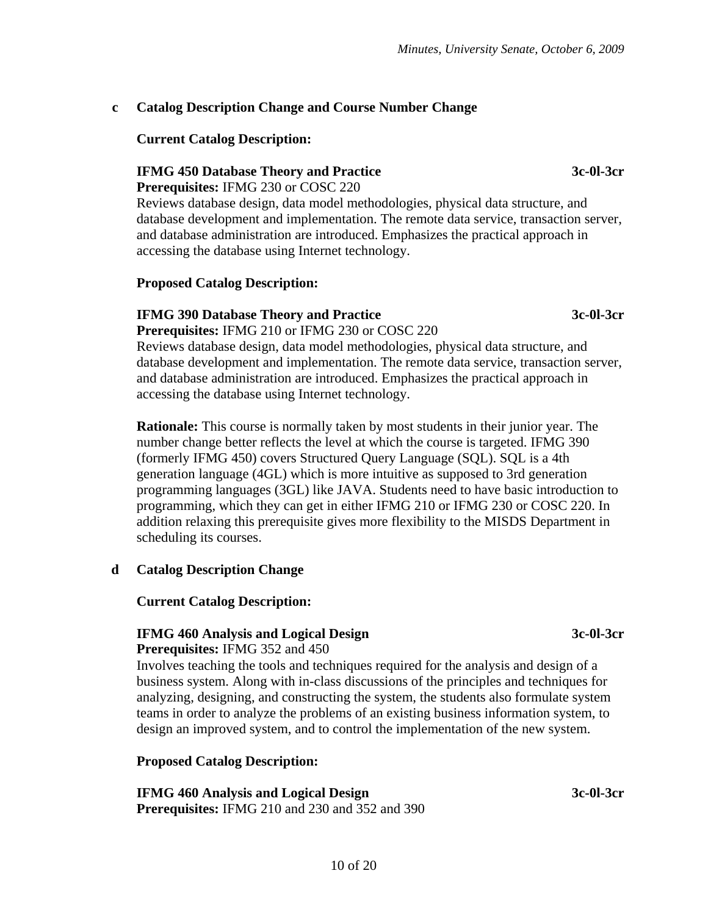**c Catalog Description Change and Course Number Change**

**Current Catalog Description:**

**IFMG 450 Database Theory and Practice 3c-0l-3cr**
**Prerequisites:** IFMG 230 or COSC 220
Reviews database design, data model methodologies, physical data structure, and database development and implementation. The remote data service, transaction server, and database administration are introduced. Emphasizes the practical approach in accessing the database using Internet technology.

**Proposed Catalog Description:**

**IFMG 390 Database Theory and Practice 3c-0l-3cr**
**Prerequisites:** IFMG 210 or IFMG 230 or COSC 220
Reviews database design, data model methodologies, physical data structure, and database development and implementation. The remote data service, transaction server, and database administration are introduced. Emphasizes the practical approach in accessing the database using Internet technology.

**Rationale:** This course is normally taken by most students in their junior year. The number change better reflects the level at which the course is targeted. IFMG 390 (formerly IFMG 450) covers Structured Query Language (SQL). SQL is a 4th generation language (4GL) which is more intuitive as supposed to 3rd generation programming languages (3GL) like JAVA. Students need to have basic introduction to programming, which they can get in either IFMG 210 or IFMG 230 or COSC 220. In addition relaxing this prerequisite gives more flexibility to the MISDS Department in scheduling its courses.

**d Catalog Description Change**

**Current Catalog Description:**

**IFMG 460 Analysis and Logical Design 3c-0l-3cr**
**Prerequisites:** IFMG 352 and 450
Involves teaching the tools and techniques required for the analysis and design of a business system. Along with in-class discussions of the principles and techniques for analyzing, designing, and constructing the system, the students also formulate system teams in order to analyze the problems of an existing business information system, to design an improved system, and to control the implementation of the new system.

**Proposed Catalog Description:**

**IFMG 460 Analysis and Logical Design 3c-0l-3cr**
**Prerequisites:** IFMG 210 and 230 and 352 and 390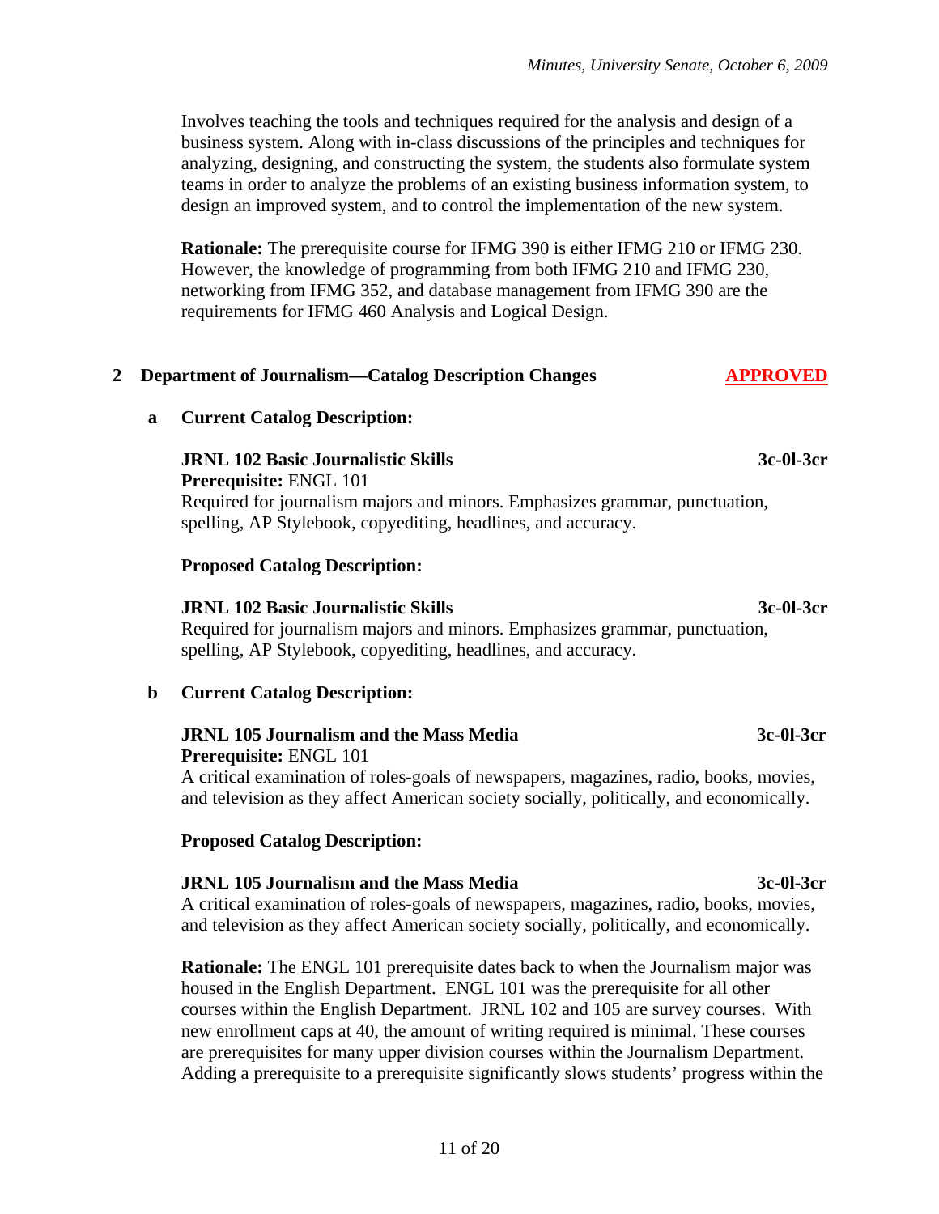Involves teaching the tools and techniques required for the analysis and design of a business system. Along with in-class discussions of the principles and techniques for analyzing, designing, and constructing the system, the students also formulate system teams in order to analyze the problems of an existing business information system, to design an improved system, and to control the implementation of the new system.

**Rationale:** The prerequisite course for IFMG 390 is either IFMG 210 or IFMG 230. However, the knowledge of programming from both IFMG 210 and IFMG 230, networking from IFMG 352, and database management from IFMG 390 are the requirements for IFMG 460 Analysis and Logical Design.

**2 Department of Journalism—Catalog Description Changes** **APPROVED**

**a Current Catalog Description:**

**JRNL 102 Basic Journalistic Skills** **3c-0l-3cr**
**Prerequisite:** ENGL 101
Required for journalism majors and minors. Emphasizes grammar, punctuation, spelling, AP Stylebook, copyediting, headlines, and accuracy.

**Proposed Catalog Description:**

**JRNL 102 Basic Journalistic Skills** **3c-0l-3cr**
Required for journalism majors and minors. Emphasizes grammar, punctuation, spelling, AP Stylebook, copyediting, headlines, and accuracy.

**b Current Catalog Description:**

**JRNL 105 Journalism and the Mass Media** **3c-0l-3cr**
**Prerequisite:** ENGL 101
A critical examination of roles-goals of newspapers, magazines, radio, books, movies, and television as they affect American society socially, politically, and economically.

**Proposed Catalog Description:**

**JRNL 105 Journalism and the Mass Media** **3c-0l-3cr**
A critical examination of roles-goals of newspapers, magazines, radio, books, movies, and television as they affect American society socially, politically, and economically.

**Rationale:** The ENGL 101 prerequisite dates back to when the Journalism major was housed in the English Department. ENGL 101 was the prerequisite for all other courses within the English Department. JRNL 102 and 105 are survey courses. With new enrollment caps at 40, the amount of writing required is minimal. These courses are prerequisites for many upper division courses within the Journalism Department. Adding a prerequisite to a prerequisite significantly slows students' progress within the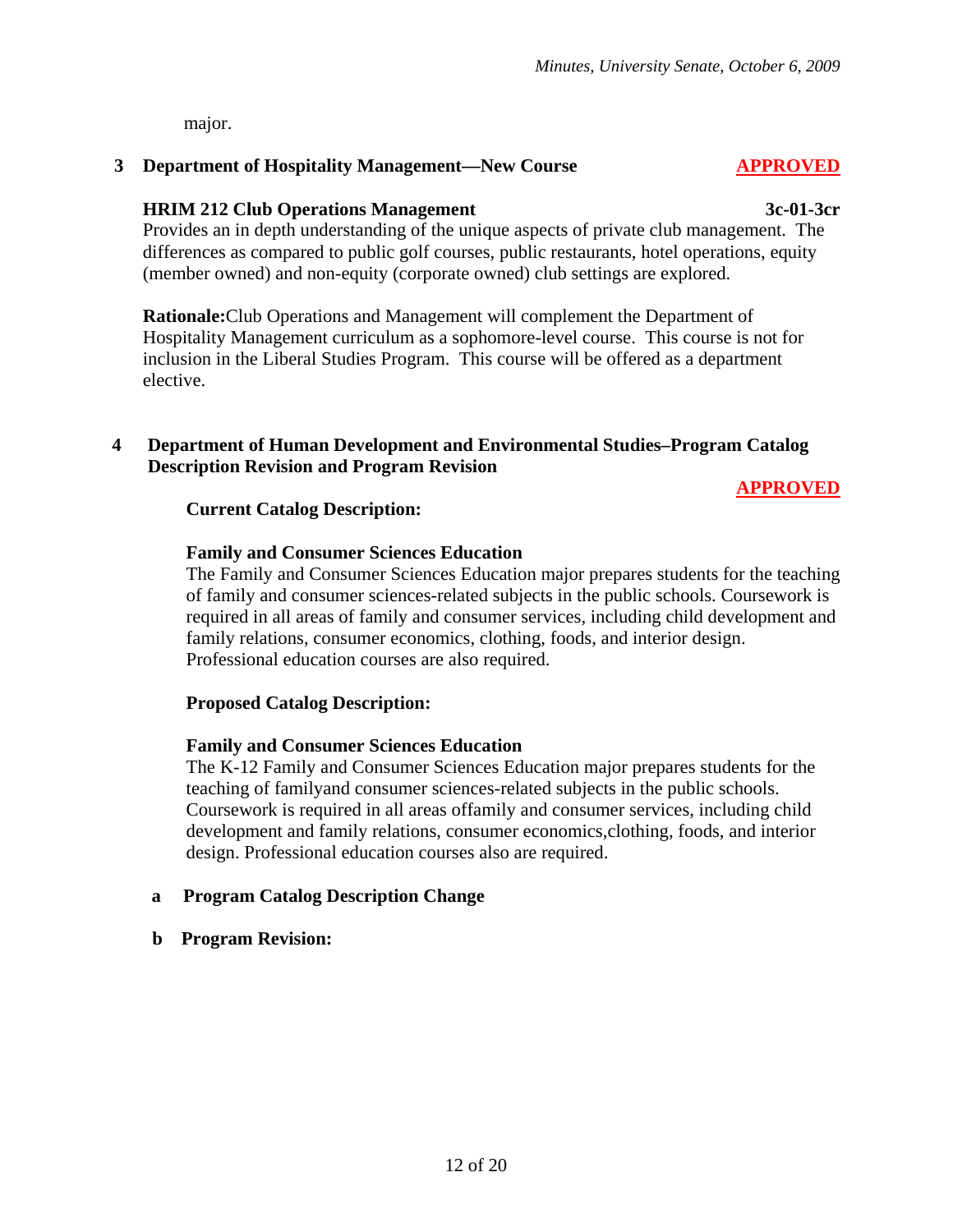major.

**3 Department of Hospitality Management—New Course** **APPROVED**

**HRIM 212 Club Operations Management** **3c-01-3cr**

Provides an in depth understanding of the unique aspects of private club management. The differences as compared to public golf courses, public restaurants, hotel operations, equity (member owned) and non-equity (corporate owned) club settings are explored.

**Rationale:**Club Operations and Management will complement the Department of Hospitality Management curriculum as a sophomore-level course. This course is not for inclusion in the Liberal Studies Program. This course will be offered as a department elective.

**4 Department of Human Development and Environmental Studies–Program Catalog Description Revision and Program Revision**

**APPROVED**

**Current Catalog Description:**

**Family and Consumer Sciences Education**

The Family and Consumer Sciences Education major prepares students for the teaching of family and consumer sciences-related subjects in the public schools. Coursework is required in all areas of family and consumer services, including child development and family relations, consumer economics, clothing, foods, and interior design. Professional education courses are also required.

**Proposed Catalog Description:**

**Family and Consumer Sciences Education**

The K-12 Family and Consumer Sciences Education major prepares students for the teaching of familyand consumer sciences-related subjects in the public schools. Coursework is required in all areas offamily and consumer services, including child development and family relations, consumer economics,clothing, foods, and interior design. Professional education courses also are required.

**a Program Catalog Description Change**

**b Program Revision:**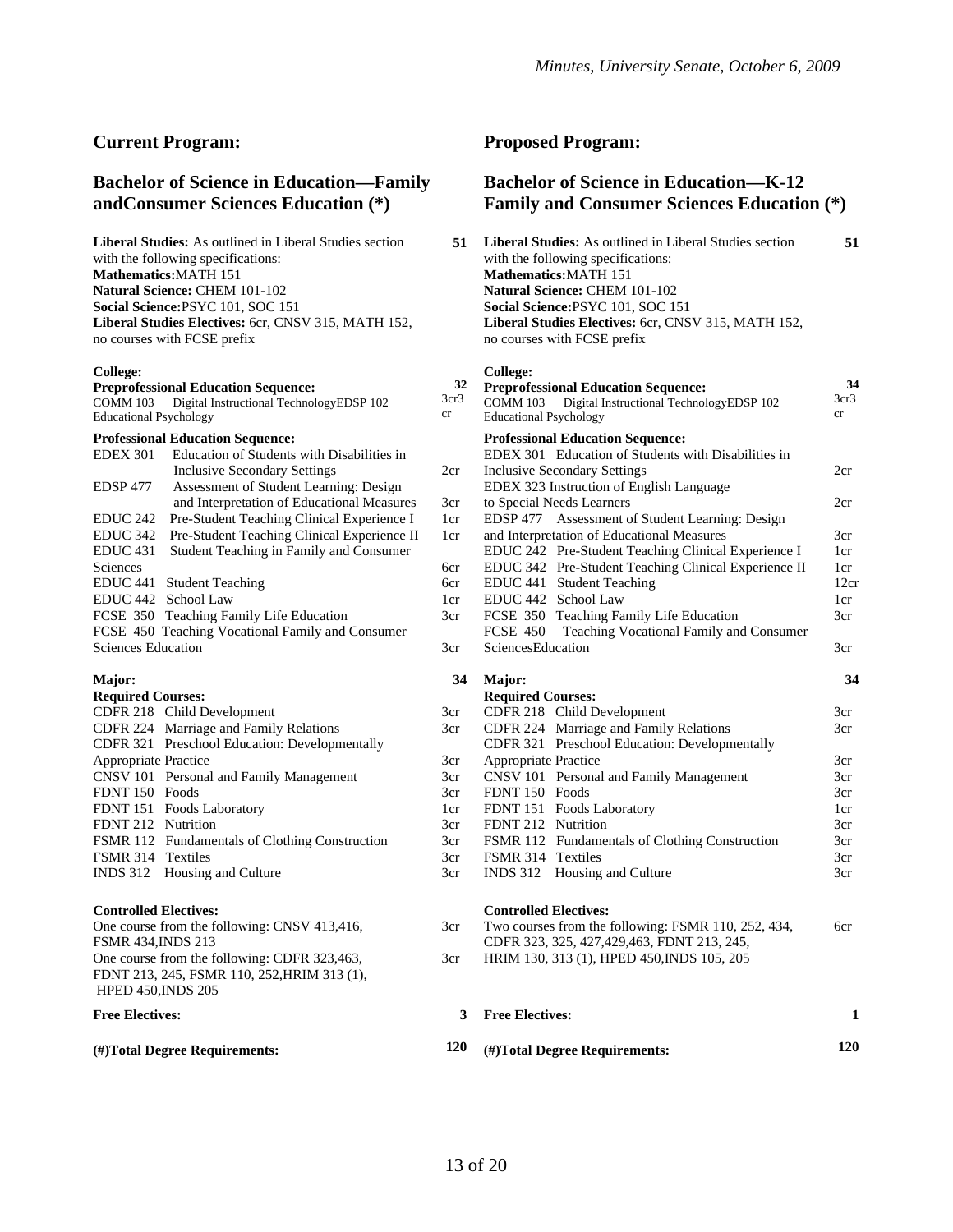## Current Program:

### Bachelor of Science in Education—Family andConsumer Sciences Education (*)

**Liberal Studies:** As outlined in Liberal Studies section with the following specifications: **51**
**Mathematics:**MATH 151
**Natural Science:** CHEM 101-102
**Social Science:**PSYC 101, SOC 151
**Liberal Studies Electives:** 6cr, CNSV 315, MATH 152, no courses with FCSE prefix

**College:**
**Preprofessional Education Sequence:** **32**

| | | |
|---|---|---|
| COMM 103 | Digital Instructional Technology | 3cr |
| EDSP 102 | Educational Psychology | 3cr |

**Professional Education Sequence:**

| | | |
|---|---|---|
| EDEX 301 | Education of Students with Disabilities in Inclusive Secondary Settings | 2cr |
| EDSP 477 | Assessment of Student Learning: Design and Interpretation of Educational Measures | 3cr |
| EDUC 242 | Pre-Student Teaching Clinical Experience I | 1cr |
| EDUC 342 | Pre-Student Teaching Clinical Experience II | 1cr |
| EDUC 431 | Student Teaching in Family and Consumer Sciences | 6cr |
| EDUC 441 | Student Teaching | 6cr |
| EDUC 442 | School Law | 1cr |
| FCSE 350 | Teaching Family Life Education | 3cr |
| FCSE 450 | Teaching Vocational Family and Consumer Sciences Education | 3cr |

**Major:** **34**
**Required Courses:**

| | | |
|---|---|---|
| CDFR 218 | Child Development | 3cr |
| CDFR 224 | Marriage and Family Relations | 3cr |
| CDFR 321 | Preschool Education: Developmentally Appropriate Practice | 3cr |
| CNSV 101 | Personal and Family Management | 3cr |
| FDNT 150 | Foods | 3cr |
| FDNT 151 | Foods Laboratory | 1cr |
| FDNT 212 | Nutrition | 3cr |
| FSMR 112 | Fundamentals of Clothing Construction | 3cr |
| FSMR 314 | Textiles | 3cr |
| INDS 312 | Housing and Culture | 3cr |

**Controlled Electives:**
One course from the following: CNSV 413,416, FSMR 434,INDS 213 — 3cr
One course from the following: CDFR 323,463, FDNT 213, 245, FSMR 110, 252,HRIM 313 (1), HPED 450,INDS 205 — 3cr

**Free Electives:** **3**

**(#)Total Degree Requirements:** **120**

## Proposed Program:

### Bachelor of Science in Education—K-12 Family and Consumer Sciences Education (*)

**Liberal Studies:** As outlined in Liberal Studies section with the following specifications: **51**
**Mathematics:**MATH 151
**Natural Science:** CHEM 101-102
**Social Science:**PSYC 101, SOC 151
**Liberal Studies Electives:** 6cr, CNSV 315, MATH 152, no courses with FCSE prefix

**College:**
**Preprofessional Education Sequence:** **34**

| | | |
|---|---|---|
| COMM 103 | Digital Instructional Technology | 3cr |
| EDSP 102 | Educational Psychology | 3cr |

**Professional Education Sequence:**

| | | |
|---|---|---|
| EDEX 301 | Education of Students with Disabilities in Inclusive Secondary Settings | 2cr |
| EDEX 323 | Instruction of English Language to Special Needs Learners | 2cr |
| EDSP 477 | Assessment of Student Learning: Design and Interpretation of Educational Measures | 3cr |
| EDUC 242 | Pre-Student Teaching Clinical Experience I | 1cr |
| EDUC 342 | Pre-Student Teaching Clinical Experience II | 1cr |
| EDUC 441 | Student Teaching | 12cr |
| EDUC 442 | School Law | 1cr |
| FCSE 350 | Teaching Family Life Education | 3cr |
| FCSE 450 | Teaching Vocational Family and Consumer SciencesEducation | 3cr |

**Major:** **34**
**Required Courses:**

| | | |
|---|---|---|
| CDFR 218 | Child Development | 3cr |
| CDFR 224 | Marriage and Family Relations | 3cr |
| CDFR 321 | Preschool Education: Developmentally Appropriate Practice | 3cr |
| CNSV 101 | Personal and Family Management | 3cr |
| FDNT 150 | Foods | 3cr |
| FDNT 151 | Foods Laboratory | 1cr |
| FDNT 212 | Nutrition | 3cr |
| FSMR 112 | Fundamentals of Clothing Construction | 3cr |
| FSMR 314 | Textiles | 3cr |
| INDS 312 | Housing and Culture | 3cr |

**Controlled Electives:**
Two courses from the following: FSMR 110, 252, 434, CDFR 323, 325, 427,429,463, FDNT 213, 245, HRIM 130, 313 (1), HPED 450,INDS 105, 205 — 6cr

**Free Electives:** **1**

**(#)Total Degree Requirements:** **120**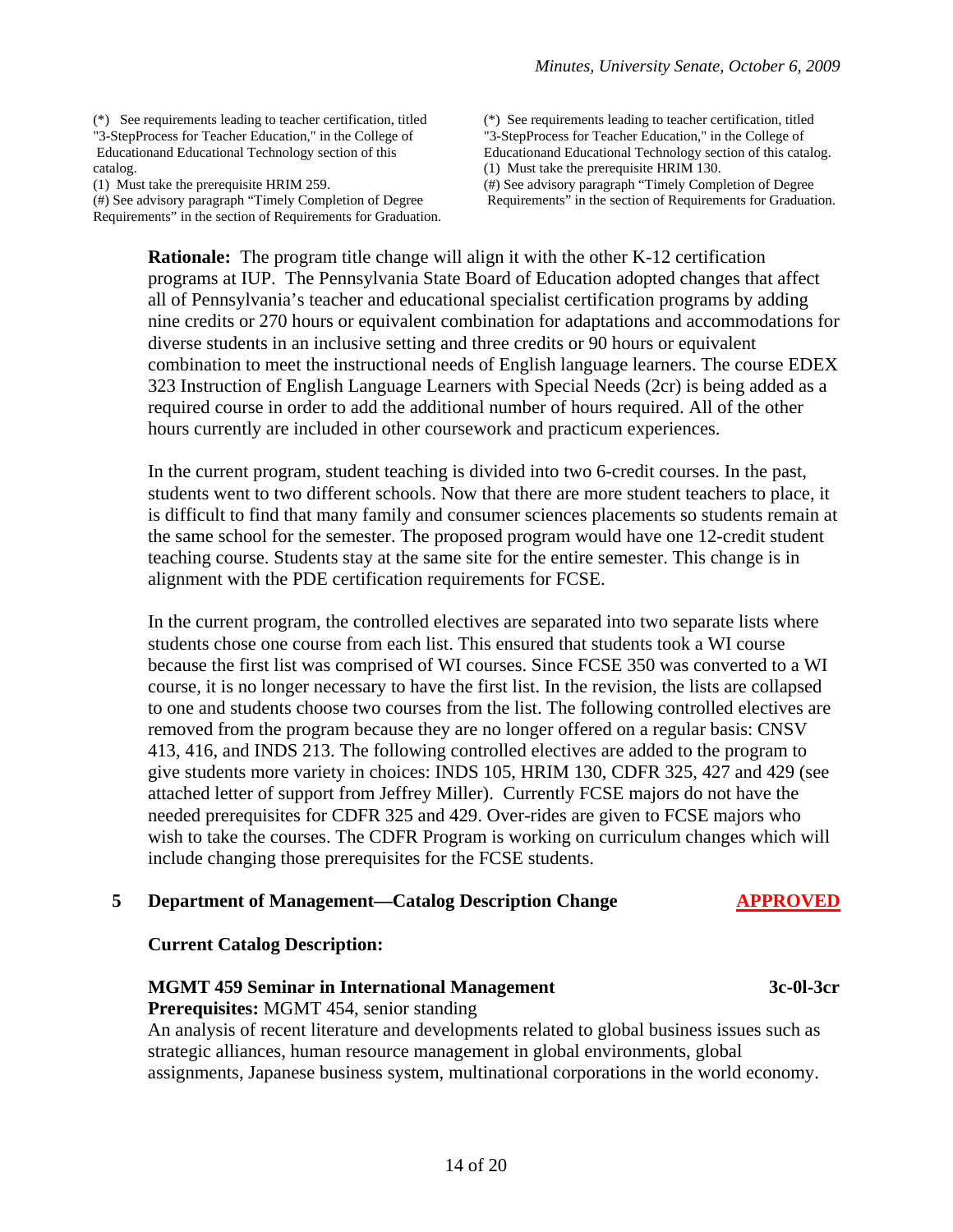(*) See requirements leading to teacher certification, titled "3-StepProcess for Teacher Education," in the College of Educationand Educational Technology section of this catalog.
(1) Must take the prerequisite HRIM 259.
(#) See advisory paragraph "Timely Completion of Degree Requirements" in the section of Requirements for Graduation.

(*) See requirements leading to teacher certification, titled "3-StepProcess for Teacher Education," in the College of Educationand Educational Technology section of this catalog.
(1) Must take the prerequisite HRIM 130.
(#) See advisory paragraph "Timely Completion of Degree Requirements" in the section of Requirements for Graduation.

**Rationale:** The program title change will align it with the other K-12 certification programs at IUP. The Pennsylvania State Board of Education adopted changes that affect all of Pennsylvania's teacher and educational specialist certification programs by adding nine credits or 270 hours or equivalent combination for adaptations and accommodations for diverse students in an inclusive setting and three credits or 90 hours or equivalent combination to meet the instructional needs of English language learners. The course EDEX 323 Instruction of English Language Learners with Special Needs (2cr) is being added as a required course in order to add the additional number of hours required. All of the other hours currently are included in other coursework and practicum experiences.

In the current program, student teaching is divided into two 6-credit courses. In the past, students went to two different schools. Now that there are more student teachers to place, it is difficult to find that many family and consumer sciences placements so students remain at the same school for the semester. The proposed program would have one 12-credit student teaching course. Students stay at the same site for the entire semester. This change is in alignment with the PDE certification requirements for FCSE.

In the current program, the controlled electives are separated into two separate lists where students chose one course from each list. This ensured that students took a WI course because the first list was comprised of WI courses. Since FCSE 350 was converted to a WI course, it is no longer necessary to have the first list. In the revision, the lists are collapsed to one and students choose two courses from the list. The following controlled electives are removed from the program because they are no longer offered on a regular basis: CNSV 413, 416, and INDS 213. The following controlled electives are added to the program to give students more variety in choices: INDS 105, HRIM 130, CDFR 325, 427 and 429 (see attached letter of support from Jeffrey Miller). Currently FCSE majors do not have the needed prerequisites for CDFR 325 and 429. Over-rides are given to FCSE majors who wish to take the courses. The CDFR Program is working on curriculum changes which will include changing those prerequisites for the FCSE students.

**5 Department of Management—Catalog Description Change** **APPROVED**

**Current Catalog Description:**

**MGMT 459 Seminar in International Management** **3c-0l-3cr**
**Prerequisites:** MGMT 454, senior standing
An analysis of recent literature and developments related to global business issues such as strategic alliances, human resource management in global environments, global assignments, Japanese business system, multinational corporations in the world economy.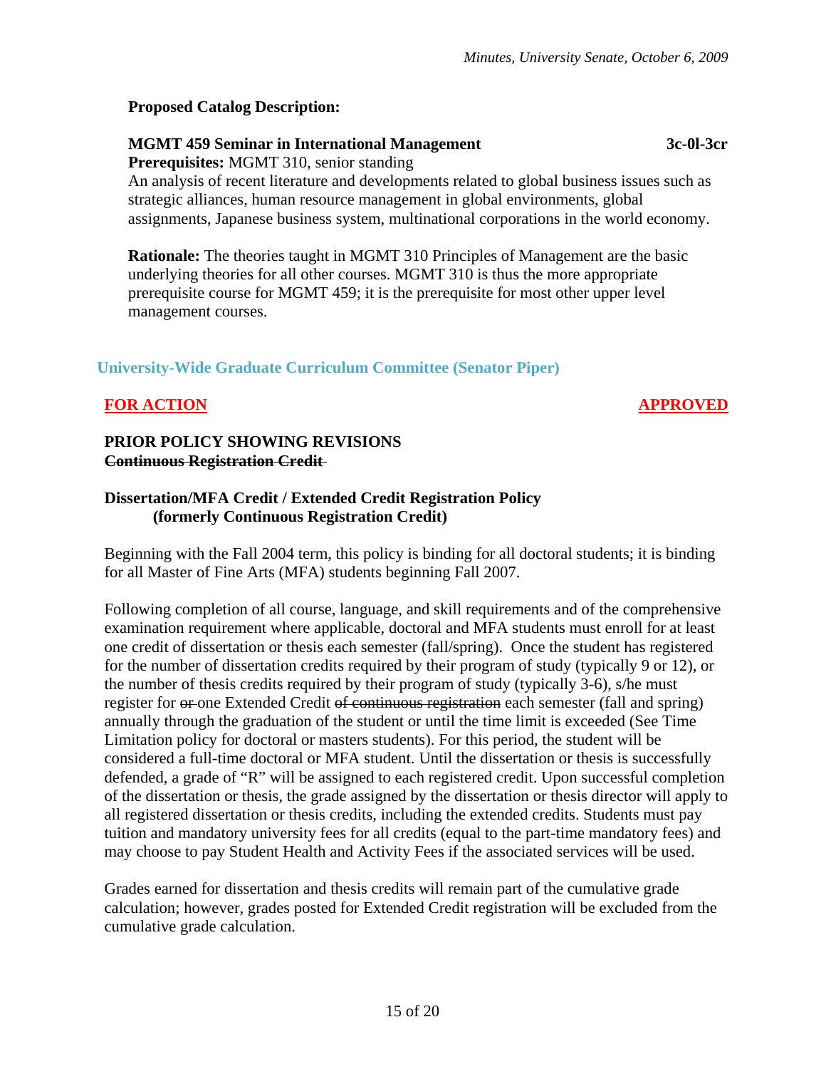**Proposed Catalog Description:**

**MGMT 459 Seminar in International Management** **3c-0l-3cr**
**Prerequisites:** MGMT 310, senior standing
An analysis of recent literature and developments related to global business issues such as strategic alliances, human resource management in global environments, global assignments, Japanese business system, multinational corporations in the world economy.

**Rationale:** The theories taught in MGMT 310 Principles of Management are the basic underlying theories for all other courses. MGMT 310 is thus the more appropriate prerequisite course for MGMT 459; it is the prerequisite for most other upper level management courses.

## University-Wide Graduate Curriculum Committee (Senator Piper)

**FOR ACTION** **APPROVED**

**PRIOR POLICY SHOWING REVISIONS**
~~**Continuous Registration Credit**~~

**Dissertation/MFA Credit / Extended Credit Registration Policy (formerly Continuous Registration Credit)**

Beginning with the Fall 2004 term, this policy is binding for all doctoral students; it is binding for all Master of Fine Arts (MFA) students beginning Fall 2007.

Following completion of all course, language, and skill requirements and of the comprehensive examination requirement where applicable, doctoral and MFA students must enroll for at least one credit of dissertation or thesis each semester (fall/spring). Once the student has registered for the number of dissertation credits required by their program of study (typically 9 or 12), or the number of thesis credits required by their program of study (typically 3-6), s/he must register for ~~or~~ one Extended Credit ~~of continuous registration~~ each semester (fall and spring) annually through the graduation of the student or until the time limit is exceeded (See Time Limitation policy for doctoral or masters students). For this period, the student will be considered a full-time doctoral or MFA student. Until the dissertation or thesis is successfully defended, a grade of "R" will be assigned to each registered credit. Upon successful completion of the dissertation or thesis, the grade assigned by the dissertation or thesis director will apply to all registered dissertation or thesis credits, including the extended credits. Students must pay tuition and mandatory university fees for all credits (equal to the part-time mandatory fees) and may choose to pay Student Health and Activity Fees if the associated services will be used.

Grades earned for dissertation and thesis credits will remain part of the cumulative grade calculation; however, grades posted for Extended Credit registration will be excluded from the cumulative grade calculation.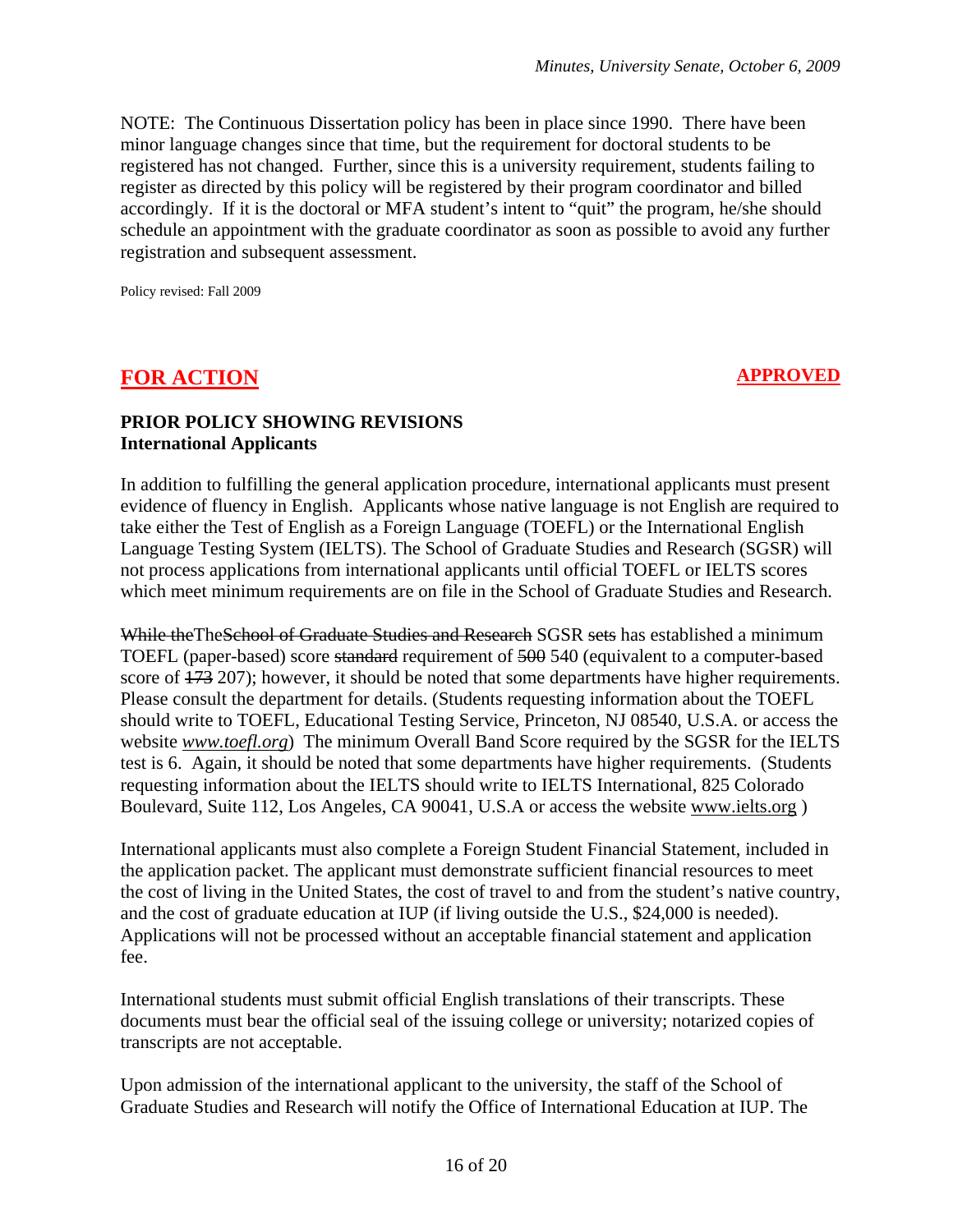NOTE: The Continuous Dissertation policy has been in place since 1990. There have been minor language changes since that time, but the requirement for doctoral students to be registered has not changed. Further, since this is a university requirement, students failing to register as directed by this policy will be registered by their program coordinator and billed accordingly. If it is the doctoral or MFA student's intent to "quit" the program, he/she should schedule an appointment with the graduate coordinator as soon as possible to avoid any further registration and subsequent assessment.

Policy revised: Fall 2009

## FOR ACTION **APPROVED**

**PRIOR POLICY SHOWING REVISIONS**
**International Applicants**

In addition to fulfilling the general application procedure, international applicants must present evidence of fluency in English. Applicants whose native language is not English are required to take either the Test of English as a Foreign Language (TOEFL) or the International English Language Testing System (IELTS). The School of Graduate Studies and Research (SGSR) will not process applications from international applicants until official TOEFL or IELTS scores which meet minimum requirements are on file in the School of Graduate Studies and Research.

~~While the~~The~~School of Graduate Studies and Research~~ SGSR ~~sets~~ has established a minimum TOEFL (paper-based) score ~~standard~~ requirement of ~~500~~ 540 (equivalent to a computer-based score of ~~173~~ 207); however, it should be noted that some departments have higher requirements. Please consult the department for details. (Students requesting information about the TOEFL should write to TOEFL, Educational Testing Service, Princeton, NJ 08540, U.S.A. or access the website *www.toefl.org*) The minimum Overall Band Score required by the SGSR for the IELTS test is 6. Again, it should be noted that some departments have higher requirements. (Students requesting information about the IELTS should write to IELTS International, 825 Colorado Boulevard, Suite 112, Los Angeles, CA 90041, U.S.A or access the website www.ielts.org )

International applicants must also complete a Foreign Student Financial Statement, included in the application packet. The applicant must demonstrate sufficient financial resources to meet the cost of living in the United States, the cost of travel to and from the student's native country, and the cost of graduate education at IUP (if living outside the U.S., $24,000 is needed). Applications will not be processed without an acceptable financial statement and application fee.

International students must submit official English translations of their transcripts. These documents must bear the official seal of the issuing college or university; notarized copies of transcripts are not acceptable.

Upon admission of the international applicant to the university, the staff of the School of Graduate Studies and Research will notify the Office of International Education at IUP. The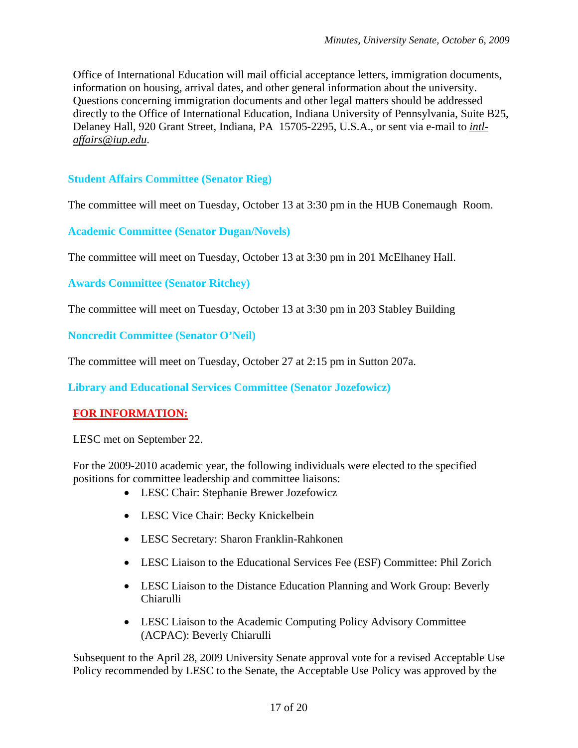Office of International Education will mail official acceptance letters, immigration documents, information on housing, arrival dates, and other general information about the university. Questions concerning immigration documents and other legal matters should be addressed directly to the Office of International Education, Indiana University of Pennsylvania, Suite B25, Delaney Hall, 920 Grant Street, Indiana, PA 15705-2295, U.S.A., or sent via e-mail to *intl-affairs@iup.edu*.

### Student Affairs Committee (Senator Rieg)

The committee will meet on Tuesday, October 13 at 3:30 pm in the HUB Conemaugh Room.

### Academic Committee (Senator Dugan/Novels)

The committee will meet on Tuesday, October 13 at 3:30 pm in 201 McElhaney Hall.

### Awards Committee (Senator Ritchey)

The committee will meet on Tuesday, October 13 at 3:30 pm in 203 Stabley Building

### Noncredit Committee (Senator O'Neil)

The committee will meet on Tuesday, October 27 at 2:15 pm in Sutton 207a.

### Library and Educational Services Committee (Senator Jozefowicz)

**FOR INFORMATION:**

LESC met on September 22.

For the 2009-2010 academic year, the following individuals were elected to the specified positions for committee leadership and committee liaisons:

- LESC Chair: Stephanie Brewer Jozefowicz
- LESC Vice Chair: Becky Knickelbein
- LESC Secretary: Sharon Franklin-Rahkonen
- LESC Liaison to the Educational Services Fee (ESF) Committee: Phil Zorich
- LESC Liaison to the Distance Education Planning and Work Group: Beverly Chiarulli
- LESC Liaison to the Academic Computing Policy Advisory Committee (ACPAC): Beverly Chiarulli

Subsequent to the April 28, 2009 University Senate approval vote for a revised Acceptable Use Policy recommended by LESC to the Senate, the Acceptable Use Policy was approved by the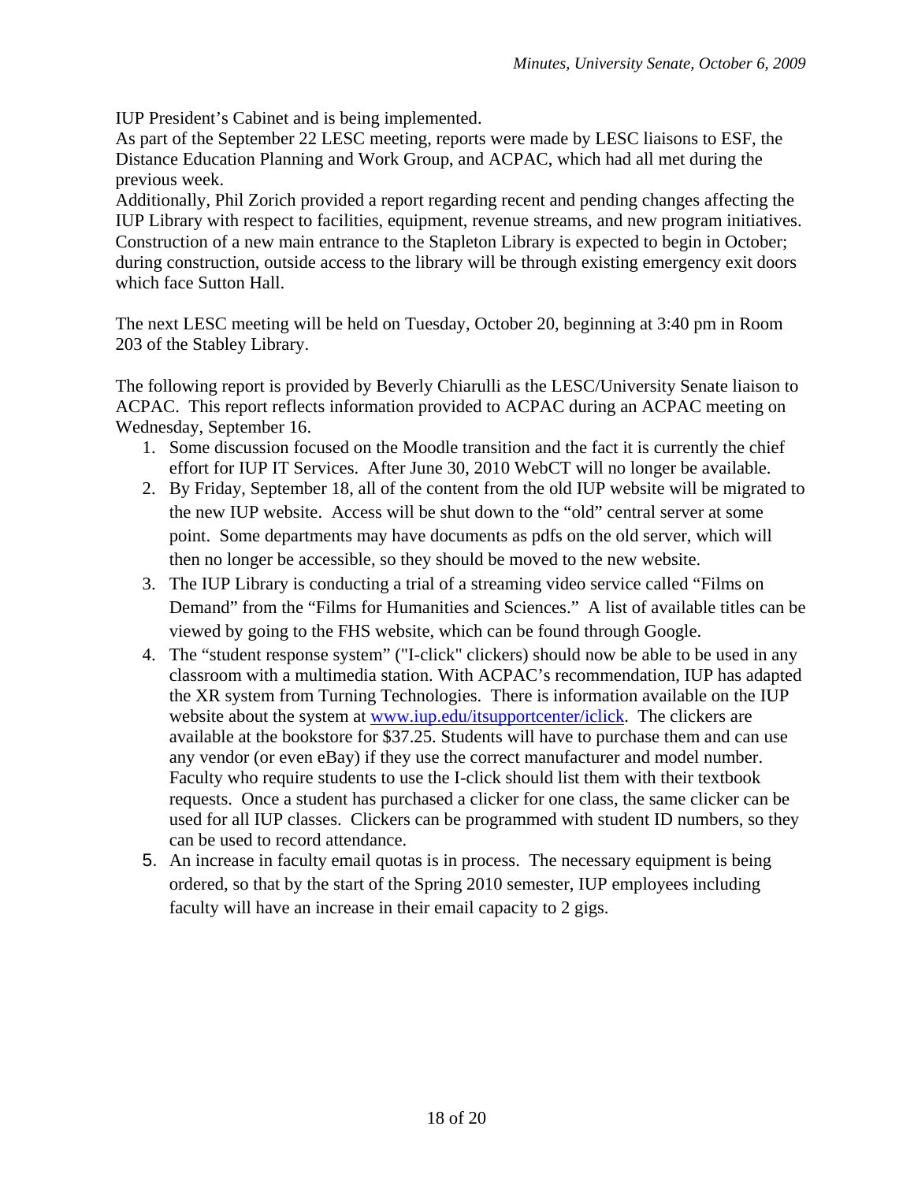IUP President's Cabinet and is being implemented.
As part of the September 22 LESC meeting, reports were made by LESC liaisons to ESF, the Distance Education Planning and Work Group, and ACPAC, which had all met during the previous week.
Additionally, Phil Zorich provided a report regarding recent and pending changes affecting the IUP Library with respect to facilities, equipment, revenue streams, and new program initiatives. Construction of a new main entrance to the Stapleton Library is expected to begin in October; during construction, outside access to the library will be through existing emergency exit doors which face Sutton Hall.

The next LESC meeting will be held on Tuesday, October 20, beginning at 3:40 pm in Room 203 of the Stabley Library.

The following report is provided by Beverly Chiarulli as the LESC/University Senate liaison to ACPAC. This report reflects information provided to ACPAC during an ACPAC meeting on Wednesday, September 16.

1. Some discussion focused on the Moodle transition and the fact it is currently the chief effort for IUP IT Services. After June 30, 2010 WebCT will no longer be available.
2. By Friday, September 18, all of the content from the old IUP website will be migrated to the new IUP website. Access will be shut down to the "old" central server at some point. Some departments may have documents as pdfs on the old server, which will then no longer be accessible, so they should be moved to the new website.
3. The IUP Library is conducting a trial of a streaming video service called "Films on Demand" from the "Films for Humanities and Sciences." A list of available titles can be viewed by going to the FHS website, which can be found through Google.
4. The "student response system" ("I-click" clickers) should now be able to be used in any classroom with a multimedia station. With ACPAC's recommendation, IUP has adapted the XR system from Turning Technologies. There is information available on the IUP website about the system at [www.iup.edu/itsupportcenter/iclick](www.iup.edu/itsupportcenter/iclick). The clickers are available at the bookstore for $37.25. Students will have to purchase them and can use any vendor (or even eBay) if they use the correct manufacturer and model number. Faculty who require students to use the I-click should list them with their textbook requests. Once a student has purchased a clicker for one class, the same clicker can be used for all IUP classes. Clickers can be programmed with student ID numbers, so they can be used to record attendance.
5. An increase in faculty email quotas is in process. The necessary equipment is being ordered, so that by the start of the Spring 2010 semester, IUP employees including faculty will have an increase in their email capacity to 2 gigs.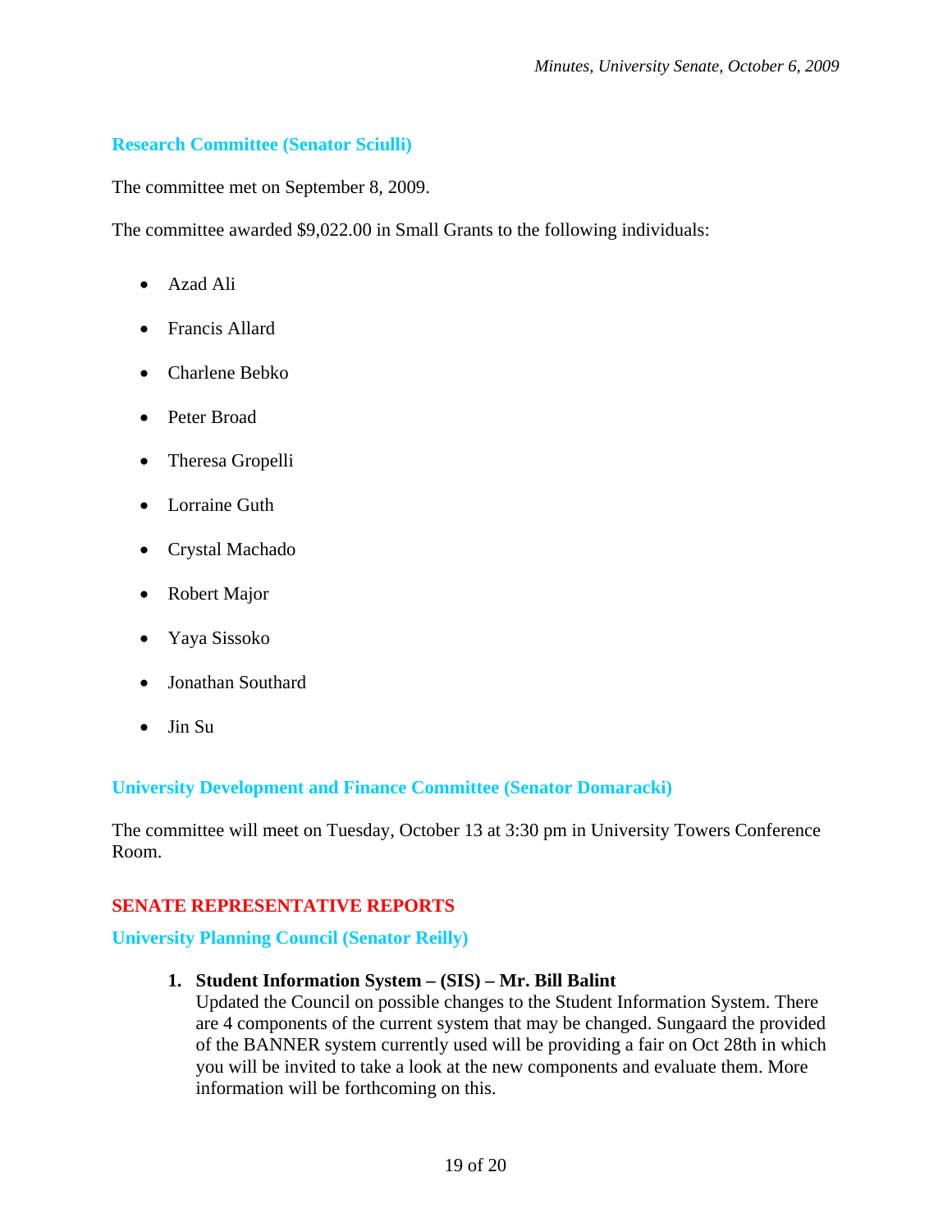### Research Committee (Senator Sciulli)

The committee met on September 8, 2009.

The committee awarded $9,022.00 in Small Grants to the following individuals:

- Azad Ali
- Francis Allard
- Charlene Bebko
- Peter Broad
- Theresa Gropelli
- Lorraine Guth
- Crystal Machado
- Robert Major
- Yaya Sissoko
- Jonathan Southard
- Jin Su

### University Development and Finance Committee (Senator Domaracki)

The committee will meet on Tuesday, October 13 at 3:30 pm in University Towers Conference Room.

## SENATE REPRESENTATIVE REPORTS

### University Planning Council (Senator Reilly)

1. **Student Information System – (SIS) – Mr. Bill Balint**
   Updated the Council on possible changes to the Student Information System. There are 4 components of the current system that may be changed. Sungaard the provided of the BANNER system currently used will be providing a fair on Oct 28th in which you will be invited to take a look at the new components and evaluate them. More information will be forthcoming on this.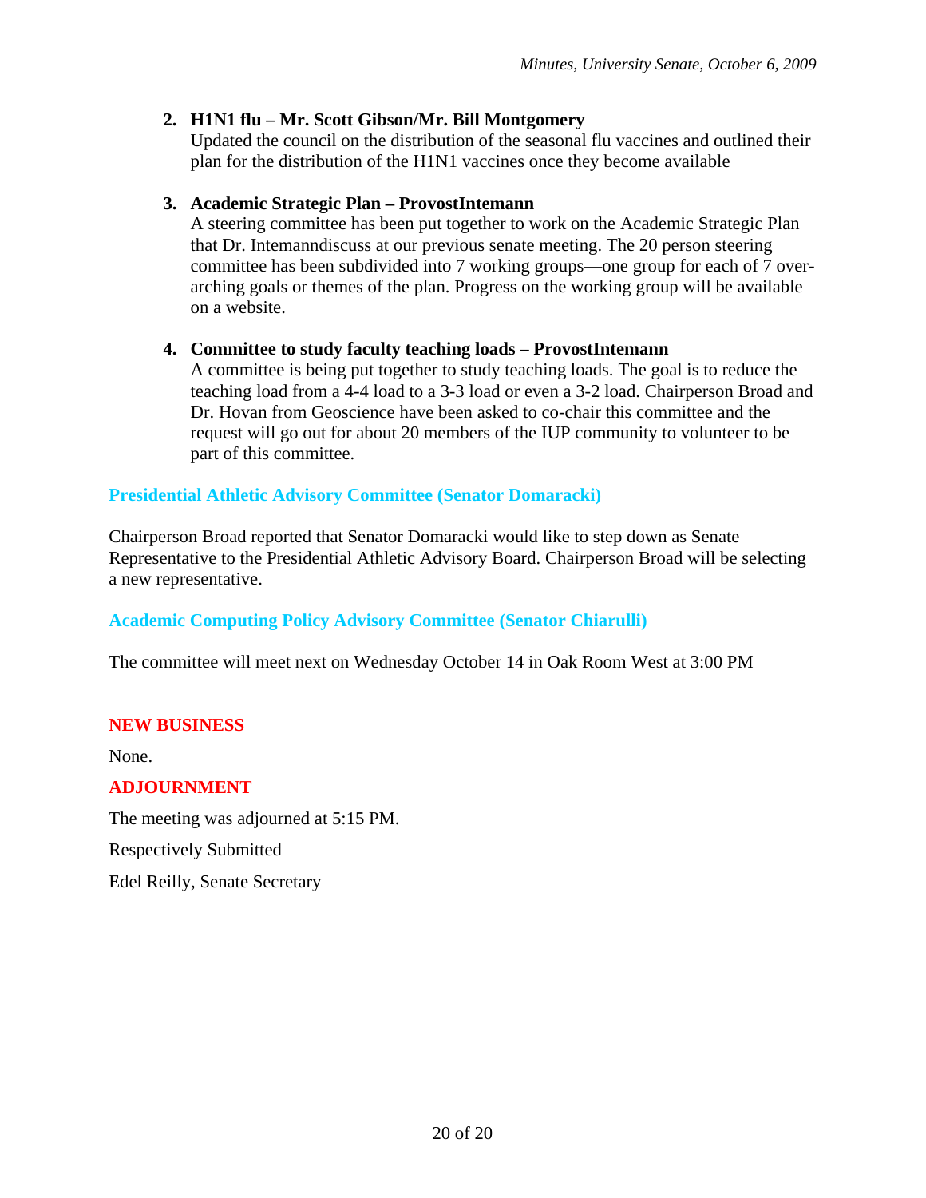2. **H1N1 flu – Mr. Scott Gibson/Mr. Bill Montgomery**
   Updated the council on the distribution of the seasonal flu vaccines and outlined their plan for the distribution of the H1N1 vaccines once they become available

3. **Academic Strategic Plan – ProvostIntemann**
   A steering committee has been put together to work on the Academic Strategic Plan that Dr. Intemanndiscuss at our previous senate meeting. The 20 person steering committee has been subdivided into 7 working groups—one group for each of 7 over-arching goals or themes of the plan. Progress on the working group will be available on a website.

4. **Committee to study faculty teaching loads – ProvostIntemann**
   A committee is being put together to study teaching loads. The goal is to reduce the teaching load from a 4-4 load to a 3-3 load or even a 3-2 load. Chairperson Broad and Dr. Hovan from Geoscience have been asked to co-chair this committee and the request will go out for about 20 members of the IUP community to volunteer to be part of this committee.

### Presidential Athletic Advisory Committee (Senator Domaracki)

Chairperson Broad reported that Senator Domaracki would like to step down as Senate Representative to the Presidential Athletic Advisory Board. Chairperson Broad will be selecting a new representative.

### Academic Computing Policy Advisory Committee (Senator Chiarulli)

The committee will meet next on Wednesday October 14 in Oak Room West at 3:00 PM

## NEW BUSINESS

None.

## ADJOURNMENT

The meeting was adjourned at 5:15 PM.

Respectively Submitted

Edel Reilly, Senate Secretary